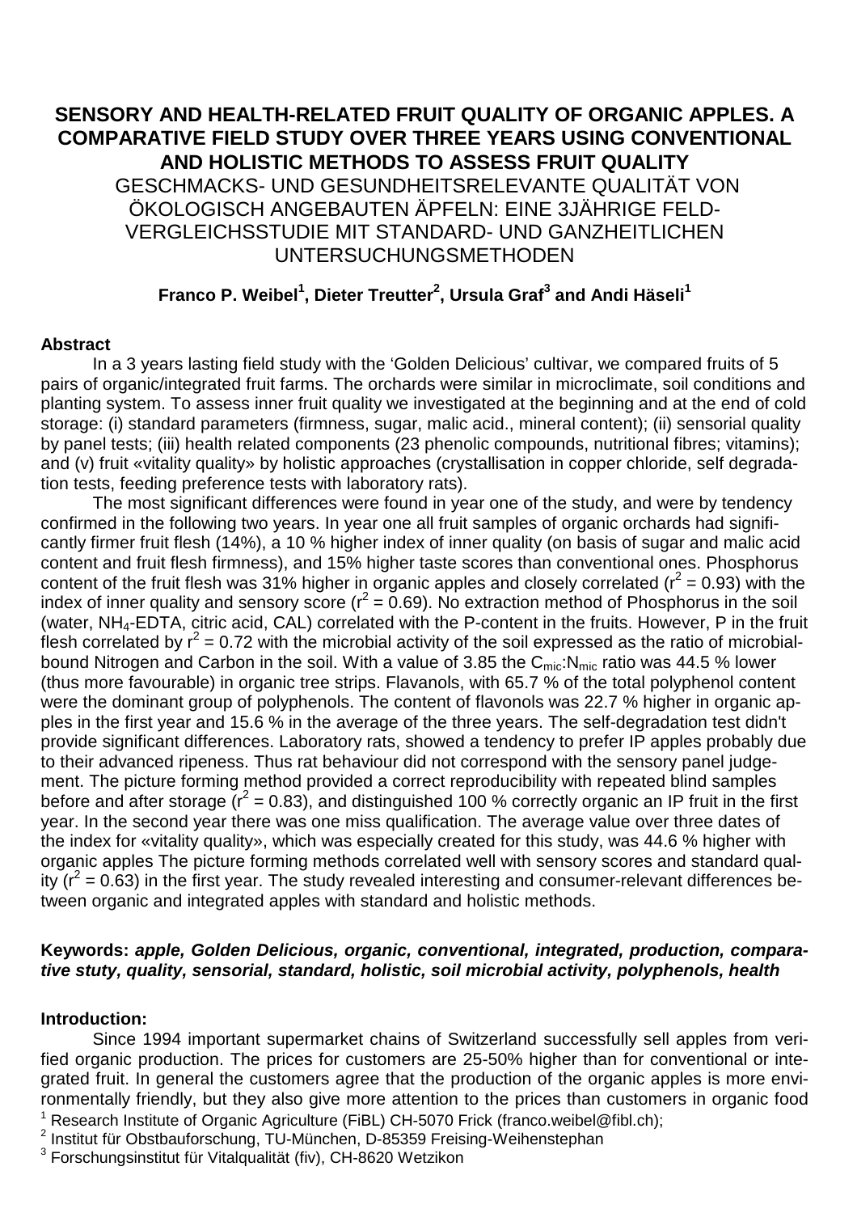# SENSORY AND HEALTH-RELATED FRUIT QUALITY OF ORGANIC APPLES. A COMPARATIVE FIELD STUDY OVER THREE YEARS USING CONVENTIONAL AND HOLISTIC METHODS TO ASSESS FRUIT QUALITY

GESCHMACKS- UND GESUNDHEITSRELEVANTE QUALITÄT VON ÖKOLOGISCH ANGEBAUTEN ÄPFELN: EINE 3JÄHRIGE FELD-VERGLEICHSSTUDIE MIT STANDARD- UND GANZHEITLICHEN UNTERSUCHUNGSMETHODEN

**Franco P. Weibel[1], Dieter Treutter[2], Ursula Graf[3] and Andi Häseli[1]**

## Abstract

In a 3 years lasting field study with the 'Golden Delicious' cultivar, we compared fruits of 5 pairs of organic/integrated fruit farms. The orchards were similar in microclimate, soil conditions and planting system. To assess inner fruit quality we investigated at the beginning and at the end of cold storage: (i) standard parameters (firmness, sugar, malic acid., mineral content); (ii) sensorial quality by panel tests; (iii) health related components (23 phenolic compounds, nutritional fibres; vitamins); and (v) fruit «vitality quality» by holistic approaches (crystallisation in copper chloride, self degradation tests, feeding preference tests with laboratory rats).

The most significant differences were found in year one of the study, and were by tendency confirmed in the following two years. In year one all fruit samples of organic orchards had significantly firmer fruit flesh (14%), a 10 % higher index of inner quality (on basis of sugar and malic acid content and fruit flesh firmness), and 15% higher taste scores than conventional ones. Phosphorus content of the fruit flesh was 31% higher in organic apples and closely correlated ($r^2 = 0.93$) with the index of inner quality and sensory score ($r^2 = 0.69$). No extraction method of Phosphorus in the soil (water, $NH_4$-EDTA, citric acid, CAL) correlated with the P-content in the fruits. However, P in the fruit flesh correlated by $r^2 = 0.72$ with the microbial activity of the soil expressed as the ratio of microbial-bound Nitrogen and Carbon in the soil. With a value of 3.85 the $C_{mic}$:$N_{mic}$ ratio was 44.5 % lower (thus more favourable) in organic tree strips. Flavanols, with 65.7 % of the total polyphenol content were the dominant group of polyphenols. The content of flavonols was 22.7 % higher in organic apples in the first year and 15.6 % in the average of the three years. The self-degradation test didn't provide significant differences. Laboratory rats, showed a tendency to prefer IP apples probably due to their advanced ripeness. Thus rat behaviour did not correspond with the sensory panel judgement. The picture forming method provided a correct reproducibility with repeated blind samples before and after storage ($r^2 = 0.83$), and distinguished 100 % correctly organic an IP fruit in the first year. In the second year there was one miss qualification. The average value over three dates of the index for «vitality quality», which was especially created for this study, was 44.6 % higher with organic apples The picture forming methods correlated well with sensory scores and standard quality ($r^2 = 0.63$) in the first year. The study revealed interesting and consumer-relevant differences between organic and integrated apples with standard and holistic methods.

**Keywords:** ***apple, Golden Delicious, organic, conventional, integrated, production, comparative stuty, quality, sensorial, standard, holistic, soil microbial activity, polyphenols, health***

## Introduction:

Since 1994 important supermarket chains of Switzerland successfully sell apples from verified organic production. The prices for customers are 25-50% higher than for conventional or integrated fruit. In general the customers agree that the production of the organic apples is more environmentally friendly, but they also give more attention to the prices than customers in organic food

[1] Research Institute of Organic Agriculture (FiBL) CH-5070 Frick (franco.weibel@fibl.ch);
[2] Institut für Obstbauforschung, TU-München, D-85359 Freising-Weihenstephan
[3] Forschungsinstitut für Vitalqualität (fiv), CH-8620 Wetzikon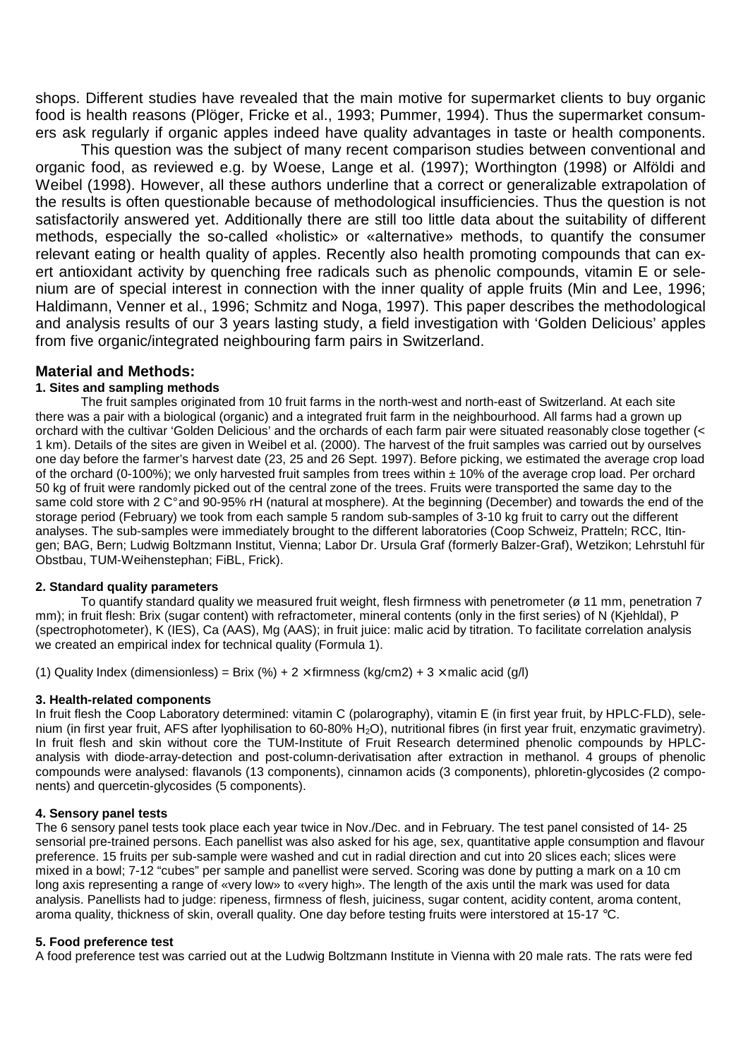shops. Different studies have revealed that the main motive for supermarket clients to buy organic food is health reasons (Plöger, Fricke et al., 1993; Pummer, 1994). Thus the supermarket consumers ask regularly if organic apples indeed have quality advantages in taste or health components.

This question was the subject of many recent comparison studies between conventional and organic food, as reviewed e.g. by Woese, Lange et al. (1997); Worthington (1998) or Alföldi and Weibel (1998). However, all these authors underline that a correct or generalizable extrapolation of the results is often questionable because of methodological insufficiencies. Thus the question is not satisfactorily answered yet. Additionally there are still too little data about the suitability of different methods, especially the so-called «holistic» or «alternative» methods, to quantify the consumer relevant eating or health quality of apples. Recently also health promoting compounds that can exert antioxidant activity by quenching free radicals such as phenolic compounds, vitamin E or selenium are of special interest in connection with the inner quality of apple fruits (Min and Lee, 1996; Haldimann, Venner et al., 1996; Schmitz and Noga, 1997). This paper describes the methodological and analysis results of our 3 years lasting study, a field investigation with 'Golden Delicious' apples from five organic/integrated neighbouring farm pairs in Switzerland.

## Material and Methods:

### 1. Sites and sampling methods

The fruit samples originated from 10 fruit farms in the north-west and north-east of Switzerland. At each site there was a pair with a biological (organic) and a integrated fruit farm in the neighbourhood. All farms had a grown up orchard with the cultivar 'Golden Delicious' and the orchards of each farm pair were situated reasonably close together (< 1 km). Details of the sites are given in Weibel et al. (2000). The harvest of the fruit samples was carried out by ourselves one day before the farmer's harvest date (23, 25 and 26 Sept. 1997). Before picking, we estimated the average crop load of the orchard (0-100%); we only harvested fruit samples from trees within ± 10% of the average crop load. Per orchard 50 kg of fruit were randomly picked out of the central zone of the trees. Fruits were transported the same day to the same cold store with 2 C° and 90-95% rH (natural at mosphere). At the beginning (December) and towards the end of the storage period (February) we took from each sample 5 random sub-samples of 3-10 kg fruit to carry out the different analyses. The sub-samples were immediately brought to the different laboratories (Coop Schweiz, Pratteln; RCC, Itingen; BAG, Bern; Ludwig Boltzmann Institut, Vienna; Labor Dr. Ursula Graf (formerly Balzer-Graf), Wetzikon; Lehrstuhl für Obstbau, TUM-Weihenstephan; FiBL, Frick).

### 2. Standard quality parameters

To quantify standard quality we measured fruit weight, flesh firmness with penetrometer (ø 11 mm, penetration 7 mm); in fruit flesh: Brix (sugar content) with refractometer, mineral contents (only in the first series) of N (Kjehldal), P (spectrophotometer), K (IES), Ca (AAS), Mg (AAS); in fruit juice: malic acid by titration. To facilitate correlation analysis we created an empirical index for technical quality (Formula 1).

(1) Quality Index (dimensionless) = Brix (%) + 2 × firmness (kg/cm2) + 3 × malic acid (g/l)

### 3. Health-related components

In fruit flesh the Coop Laboratory determined: vitamin C (polarography), vitamin E (in first year fruit, by HPLC-FLD), selenium (in first year fruit, AFS after lyophilisation to 60-80% $H_2O$), nutritional fibres (in first year fruit, enzymatic gravimetry). In fruit flesh and skin without core the TUM-Institute of Fruit Research determined phenolic compounds by HPLC-analysis with diode-array-detection and post-column-derivatisation after extraction in methanol. 4 groups of phenolic compounds were analysed: flavanols (13 components), cinnamon acids (3 components), phloretin-glycosides (2 components) and quercetin-glycosides (5 components).

### 4. Sensory panel tests

The 6 sensory panel tests took place each year twice in Nov./Dec. and in February. The test panel consisted of 14- 25 sensorial pre-trained persons. Each panellist was also asked for his age, sex, quantitative apple consumption and flavour preference. 15 fruits per sub-sample were washed and cut in radial direction and cut into 20 slices each; slices were mixed in a bowl; 7-12 "cubes" per sample and panellist were served. Scoring was done by putting a mark on a 10 cm long axis representing a range of «very low» to «very high». The length of the axis until the mark was used for data analysis. Panellists had to judge: ripeness, firmness of flesh, juiciness, sugar content, acidity content, aroma content, aroma quality, thickness of skin, overall quality. One day before testing fruits were interstored at 15-17 °C.

### 5. Food preference test

A food preference test was carried out at the Ludwig Boltzmann Institute in Vienna with 20 male rats. The rats were fed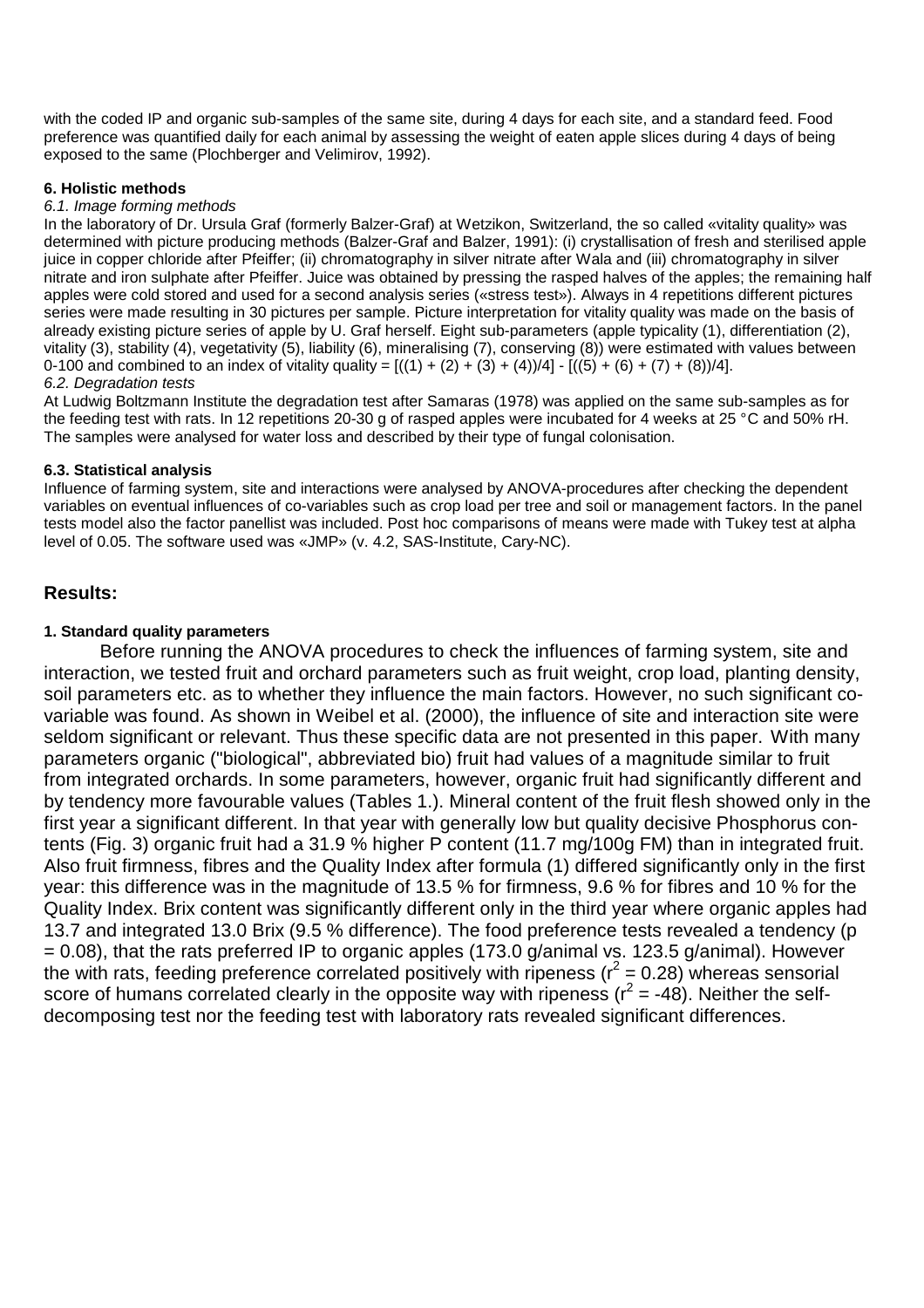with the coded IP and organic sub-samples of the same site, during 4 days for each site, and a standard feed. Food preference was quantified daily for each animal by assessing the weight of eaten apple slices during 4 days of being exposed to the same (Plochberger and Velimirov, 1992).

#### 6. Holistic methods

*6.1. Image forming methods*

In the laboratory of Dr. Ursula Graf (formerly Balzer-Graf) at Wetzikon, Switzerland, the so called «vitality quality» was determined with picture producing methods (Balzer-Graf and Balzer, 1991): (i) crystallisation of fresh and sterilised apple juice in copper chloride after Pfeiffer; (ii) chromatography in silver nitrate after Wala and (iii) chromatography in silver nitrate and iron sulphate after Pfeiffer. Juice was obtained by pressing the rasped halves of the apples; the remaining half apples were cold stored and used for a second analysis series («stress test»). Always in 4 repetitions different pictures series were made resulting in 30 pictures per sample. Picture interpretation for vitality quality was made on the basis of already existing picture series of apple by U. Graf herself. Eight sub-parameters (apple typicality (1), differentiation (2), vitality (3), stability (4), vegetativity (5), liability (6), mineralising (7), conserving (8)) were estimated with values between 0-100 and combined to an index of vitality quality = $[((1) + (2) + (3) + (4))/4] - [((5) + (6) + (7) + (8))/4]$.

*6.2. Degradation tests*

At Ludwig Boltzmann Institute the degradation test after Samaras (1978) was applied on the same sub-samples as for the feeding test with rats. In 12 repetitions 20-30 g of rasped apples were incubated for 4 weeks at 25 °C and 50% rH. The samples were analysed for water loss and described by their type of fungal colonisation.

#### 6.3. Statistical analysis

Influence of farming system, site and interactions were analysed by ANOVA-procedures after checking the dependent variables on eventual influences of co-variables such as crop load per tree and soil or management factors. In the panel tests model also the factor panellist was included. Post hoc comparisons of means were made with Tukey test at alpha level of 0.05. The software used was «JMP» (v. 4.2, SAS-Institute, Cary-NC).

## Results:

#### 1. Standard quality parameters

Before running the ANOVA procedures to check the influences of farming system, site and interaction, we tested fruit and orchard parameters such as fruit weight, crop load, planting density, soil parameters etc. as to whether they influence the main factors. However, no such significant co-variable was found. As shown in Weibel et al. (2000), the influence of site and interaction site were seldom significant or relevant. Thus these specific data are not presented in this paper. With many parameters organic ("biological", abbreviated bio) fruit had values of a magnitude similar to fruit from integrated orchards. In some parameters, however, organic fruit had significantly different and by tendency more favourable values (Tables 1.). Mineral content of the fruit flesh showed only in the first year a significant different. In that year with generally low but quality decisive Phosphorus contents (Fig. 3) organic fruit had a 31.9 % higher P content (11.7 mg/100g FM) than in integrated fruit. Also fruit firmness, fibres and the Quality Index after formula (1) differed significantly only in the first year: this difference was in the magnitude of 13.5 % for firmness, 9.6 % for fibres and 10 % for the Quality Index. Brix content was significantly different only in the third year where organic apples had 13.7 and integrated 13.0 Brix (9.5 % difference). The food preference tests revealed a tendency ($p = 0.08$), that the rats preferred IP to organic apples (173.0 g/animal vs. 123.5 g/animal). However the with rats, feeding preference correlated positively with ripeness ($r^2 = 0.28$) whereas sensorial score of humans correlated clearly in the opposite way with ripeness ($r^2 = -48$). Neither the self-decomposing test nor the feeding test with laboratory rats revealed significant differences.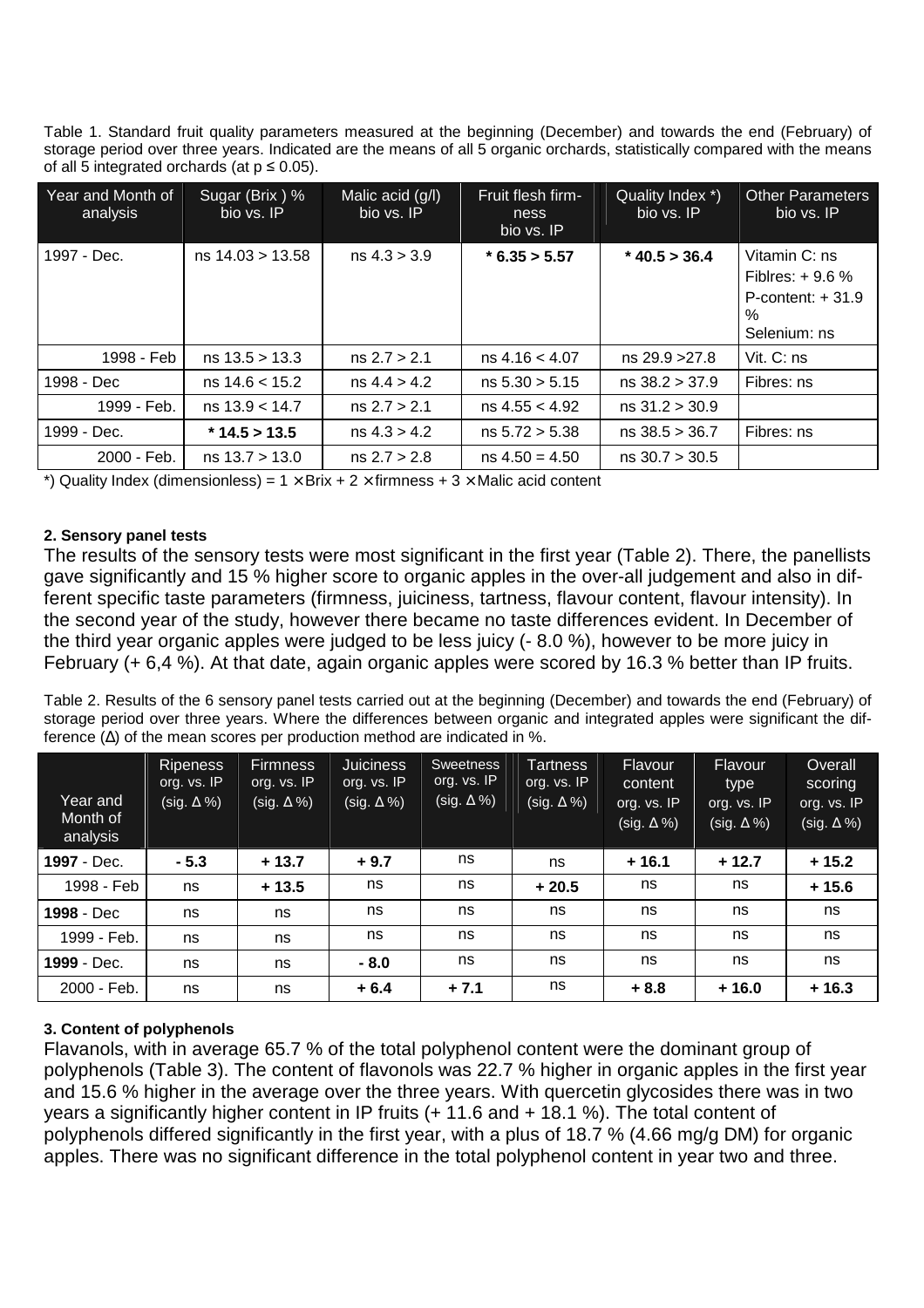Table 1. Standard fruit quality parameters measured at the beginning (December) and towards the end (February) of storage period over three years. Indicated are the means of all 5 organic orchards, statistically compared with the means of all 5 integrated orchards (at $p \leq 0.05$).

| Year and Month of analysis | Sugar (Brix ) % bio vs. IP | Malic acid (g/l) bio vs. IP | Fruit flesh firmness bio vs. IP | Quality Index *) bio vs. IP | Other Parameters bio vs. IP |
|---|---|---|---|---|---|
| 1997 - Dec. | ns 14.03 > 13.58 | ns 4.3 > 3.9 | **\* 6.35 > 5.57** | **\* 40.5 > 36.4** | Vitamin C: ns<br>Fiblres: + 9.6 %<br>P-content: + 31.9 %<br>Selenium: ns |
| 1998 - Feb | ns 13.5 > 13.3 | ns 2.7 > 2.1 | ns 4.16 < 4.07 | ns 29.9 >27.8 | Vit. C: ns |
| 1998 - Dec | ns 14.6 < 15.2 | ns 4.4 > 4.2 | ns 5.30 > 5.15 | ns 38.2 > 37.9 | Fibres: ns |
| 1999 - Feb. | ns 13.9 < 14.7 | ns 2.7 > 2.1 | ns 4.55 < 4.92 | ns 31.2 > 30.9 | |
| 1999 - Dec. | **\* 14.5 > 13.5** | ns 4.3 > 4.2 | ns 5.72 > 5.38 | ns 38.5 > 36.7 | Fibres: ns |
| 2000 - Feb. | ns 13.7 > 13.0 | ns 2.7 > 2.8 | ns 4.50 = 4.50 | ns 30.7 > 30.5 | |

*) Quality Index (dimensionless) = $1 \times$ Brix + $2 \times$ firmness + $3 \times$ Malic acid content

#### 2. Sensory panel tests

The results of the sensory tests were most significant in the first year (Table 2). There, the panellists gave significantly and 15 % higher score to organic apples in the over-all judgement and also in different specific taste parameters (firmness, juiciness, tartness, flavour content, flavour intensity). In the second year of the study, however there became no taste differences evident. In December of the third year organic apples were judged to be less juicy (- 8.0 %), however to be more juicy in February (+ 6,4 %). At that date, again organic apples were scored by 16.3 % better than IP fruits.

Table 2. Results of the 6 sensory panel tests carried out at the beginning (December) and towards the end (February) of storage period over three years. Where the differences between organic and integrated apples were significant the difference ($\Delta$) of the mean scores per production method are indicated in %.

| Year and Month of analysis | Ripeness org. vs. IP (sig. Δ %) | Firmness org. vs. IP (sig. Δ %) | Juiciness org. vs. IP (sig. Δ %) | Sweetness org. vs. IP (sig. Δ %) | Tartness org. vs. IP (sig. Δ %) | Flavour content org. vs. IP (sig. Δ %) | Flavour type org. vs. IP (sig. Δ %) | Overall scoring org. vs. IP (sig. Δ %) |
|---|---|---|---|---|---|---|---|---|
| **1997** - Dec. | **- 5.3** | **+ 13.7** | **+ 9.7** | ns | ns | **+ 16.1** | **+ 12.7** | **+ 15.2** |
| 1998 - Feb | ns | **+ 13.5** | ns | ns | **+ 20.5** | ns | ns | **+ 15.6** |
| **1998** - Dec | ns | ns | ns | ns | ns | ns | ns | ns |
| 1999 - Feb. | ns | ns | ns | ns | ns | ns | ns | ns |
| **1999** - Dec. | ns | ns | **- 8.0** | ns | ns | ns | ns | ns |
| 2000 - Feb. | ns | ns | **+ 6.4** | **+ 7.1** | ns | **+ 8.8** | **+ 16.0** | **+ 16.3** |

#### 3. Content of polyphenols

Flavanols, with in average 65.7 % of the total polyphenol content were the dominant group of polyphenols (Table 3). The content of flavonols was 22.7 % higher in organic apples in the first year and 15.6 % higher in the average over the three years. With quercetin glycosides there was in two years a significantly higher content in IP fruits (+ 11.6 and + 18.1 %). The total content of polyphenols differed significantly in the first year, with a plus of 18.7 % (4.66 mg/g DM) for organic apples. There was no significant difference in the total polyphenol content in year two and three.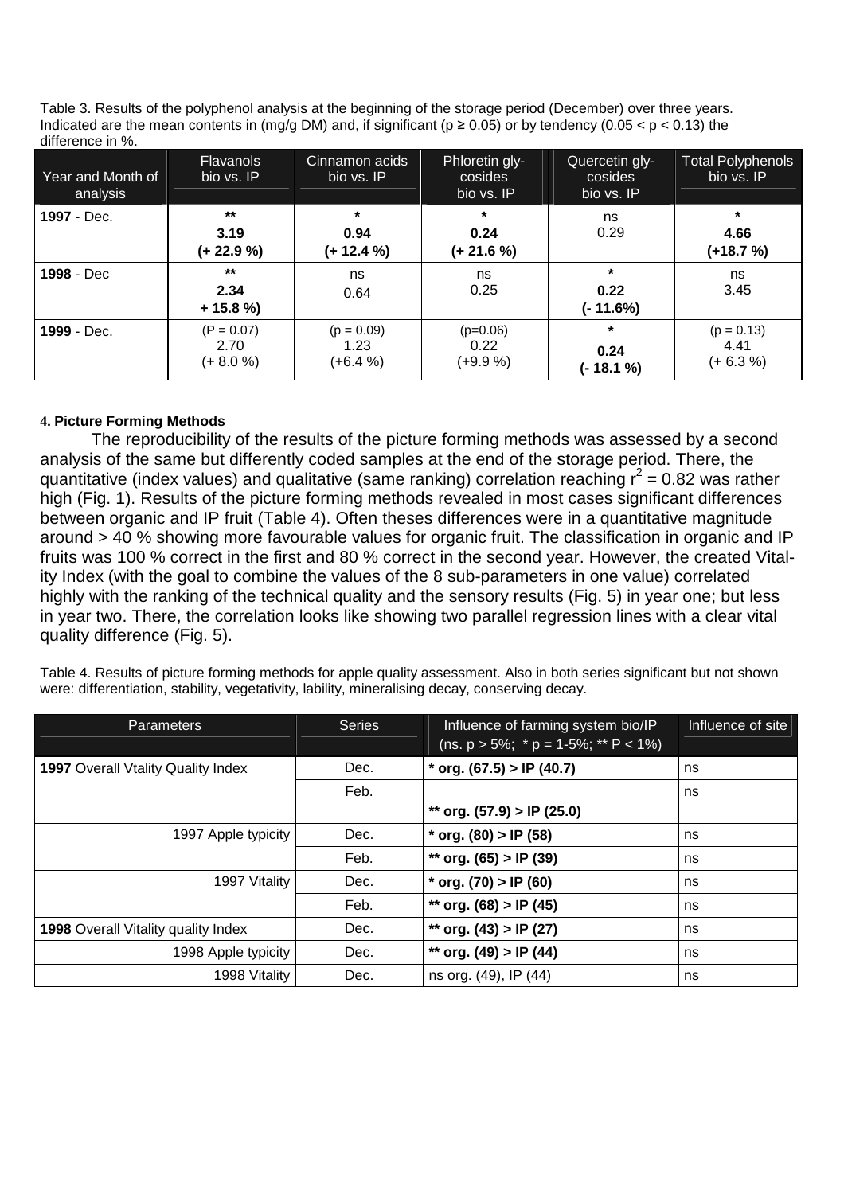Table 3. Results of the polyphenol analysis at the beginning of the storage period (December) over three years. Indicated are the mean contents in (mg/g DM) and, if significant ($p \geq 0.05$) or by tendency ($0.05 < p < 0.13$) the difference in %.

| Year and Month of analysis | Flavanols bio vs. IP | Cinnamon acids bio vs. IP | Phloretin gly-cosides bio vs. IP | Quercetin gly-cosides bio vs. IP | Total Polyphenols bio vs. IP |
|---|---|---|---|---|---|
| **1997** - Dec. | **\*\* 3.19 (+ 22.9 %)** | **\* 0.94 (+ 12.4 %)** | **\* 0.24 (+ 21.6 %)** | ns 0.29 | **\* 4.66 (+18.7 %)** |
| **1998** - Dec | **\*\* 2.34 + 15.8 %)** | ns 0.64 | ns 0.25 | **\* 0.22 (- 11.6%)** | ns 3.45 |
| **1999** - Dec. | (P = 0.07) 2.70 (+ 8.0 %) | (p = 0.09) 1.23 (+6.4 %) | (p=0.06) 0.22 (+9.9 %) | **\* 0.24 (- 18.1 %)** | (p = 0.13) 4.41 (+ 6.3 %) |

#### 4. Picture Forming Methods

The reproducibility of the results of the picture forming methods was assessed by a second analysis of the same but differently coded samples at the end of the storage period. There, the quantitative (index values) and qualitative (same ranking) correlation reaching $r^2 = 0.82$ was rather high (Fig. 1). Results of the picture forming methods revealed in most cases significant differences between organic and IP fruit (Table 4). Often theses differences were in a quantitative magnitude around > 40 % showing more favourable values for organic fruit. The classification in organic and IP fruits was 100 % correct in the first and 80 % correct in the second year. However, the created Vitality Index (with the goal to combine the values of the 8 sub-parameters in one value) correlated highly with the ranking of the technical quality and the sensory results (Fig. 5) in year one; but less in year two. There, the correlation looks like showing two parallel regression lines with a clear vital quality difference (Fig. 5).

Table 4. Results of picture forming methods for apple quality assessment. Also in both series significant but not shown were: differentiation, stability, vegetativity, lability, mineralising decay, conserving decay.

| Parameters | Series | Influence of farming system bio/IP (ns. p > 5%; * p = 1-5%; ** P < 1%) | Influence of site |
|---|---|---|---|
| **1997 Overall Vtality Quality Index** | Dec. | **\* org. (67.5) > IP (40.7)** | ns |
| | Feb. | **\*\* org. (57.9) > IP (25.0)** | ns |
| 1997 Apple typicity | Dec. | **\* org. (80) > IP (58)** | ns |
| | Feb. | **\*\* org. (65) > IP (39)** | ns |
| 1997 Vitality | Dec. | **\* org. (70) > IP (60)** | ns |
| | Feb. | **\*\* org. (68) > IP (45)** | ns |
| **1998 Overall Vitality quality Index** | Dec. | **\*\* org. (43) > IP (27)** | ns |
| 1998 Apple typicity | Dec. | **\*\* org. (49) > IP (44)** | ns |
| 1998 Vitality | Dec. | ns org. (49), IP (44) | ns |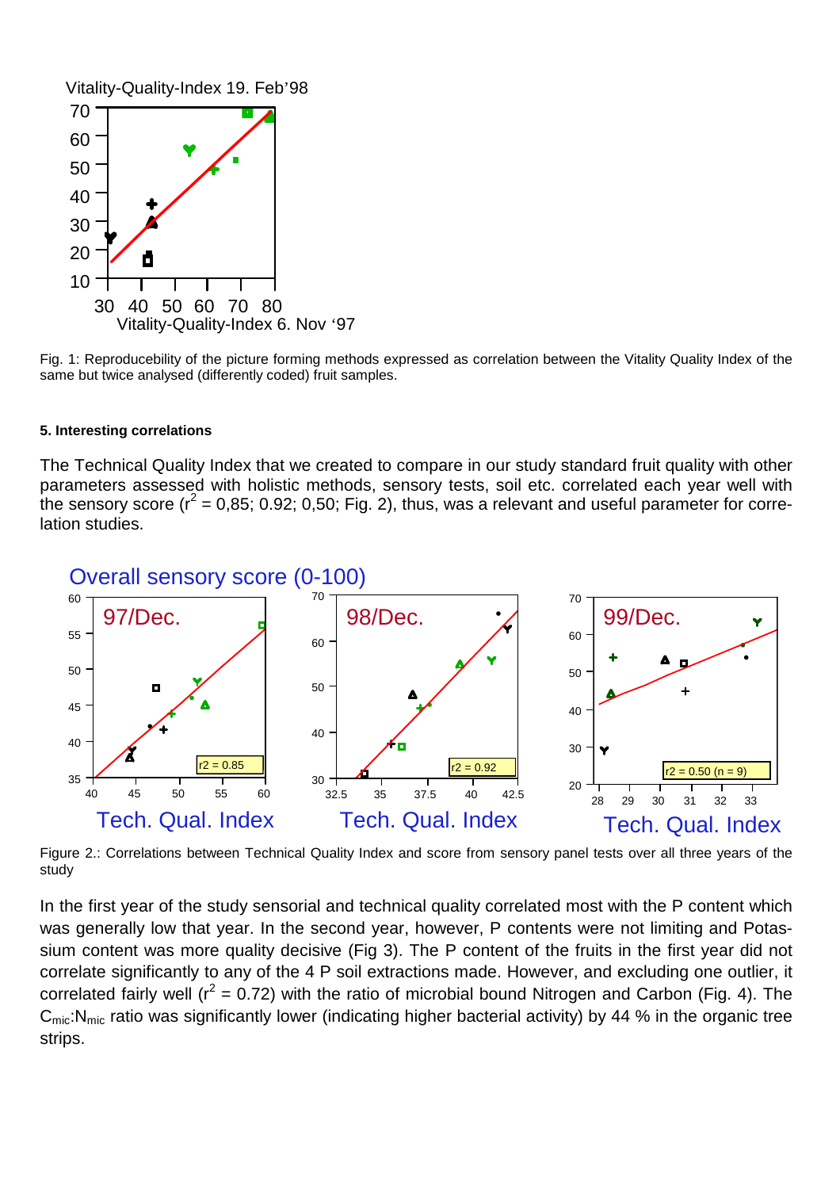Fig. 1: Reproducebility of the picture forming methods expressed as correlation between the Vitality Quality Index of the same but twice analysed (differently coded) fruit samples.

#### 5. Interesting correlations

The Technical Quality Index that we created to compare in our study standard fruit quality with other parameters assessed with holistic methods, sensory tests, soil etc. correlated each year well with the sensory score ($r^2$ = 0,85; 0.92; 0,50; Fig. 2), thus, was a relevant and useful parameter for correlation studies.

Figure 2.: Correlations between Technical Quality Index and score from sensory panel tests over all three years of the study

In the first year of the study sensorial and technical quality correlated most with the P content which was generally low that year. In the second year, however, P contents were not limiting and Potassium content was more quality decisive (Fig 3). The P content of the fruits in the first year did not correlate significantly to any of the 4 P soil extractions made. However, and excluding one outlier, it correlated fairly well ($r^2$ = 0.72) with the ratio of microbial bound Nitrogen and Carbon (Fig. 4). The $C_{mic}$:$N_{mic}$ ratio was significantly lower (indicating higher bacterial activity) by 44 % in the organic tree strips.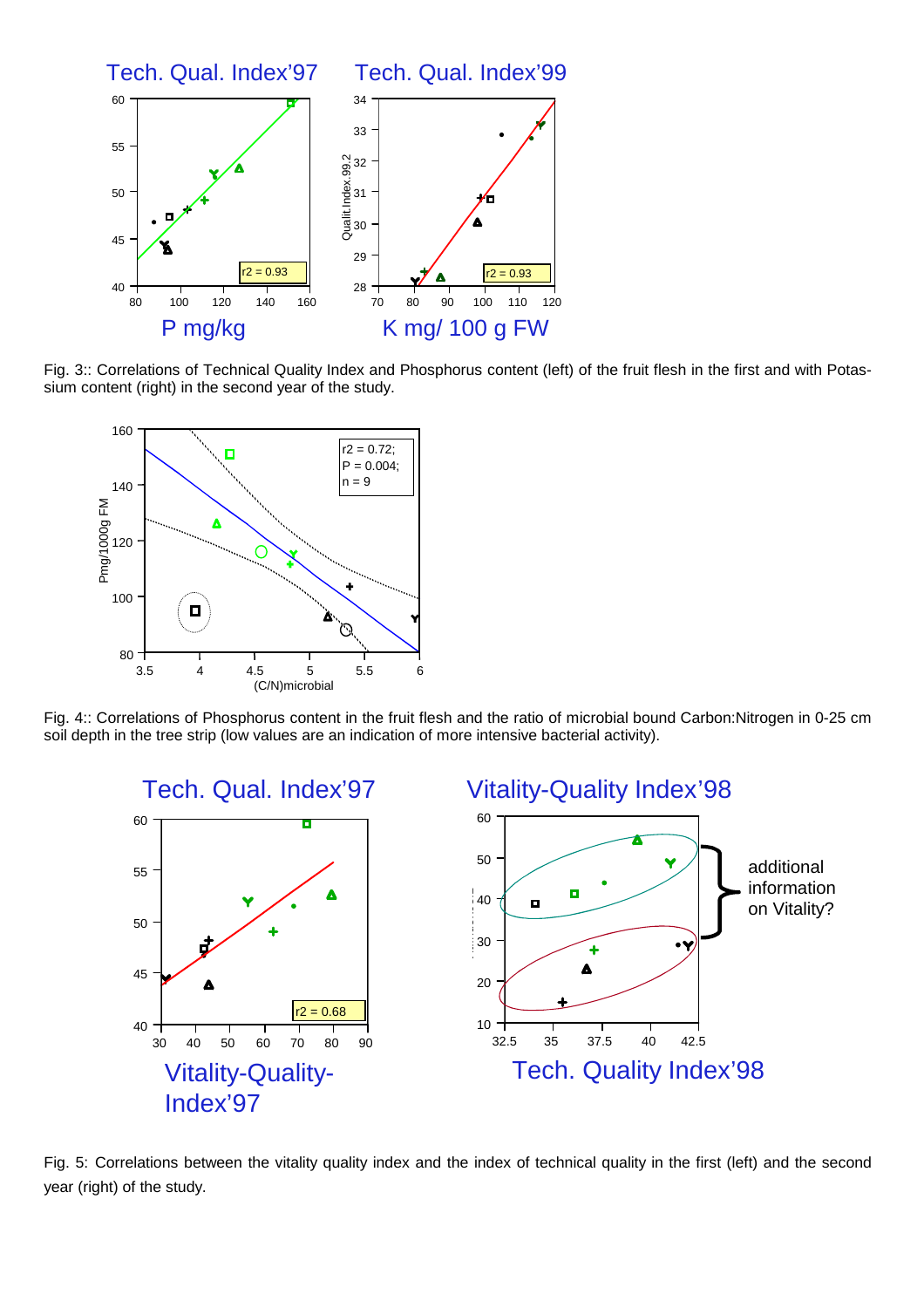Fig. 3:: Correlations of Technical Quality Index and Phosphorus content (left) of the fruit flesh in the first and with Potassium content (right) in the second year of the study.

Fig. 4:: Correlations of Phosphorus content in the fruit flesh and the ratio of microbial bound Carbon:Nitrogen in 0-25 cm soil depth in the tree strip (low values are an indication of more intensive bacterial activity).

Fig. 5: Correlations between the vitality quality index and the index of technical quality in the first (left) and the second year (right) of the study.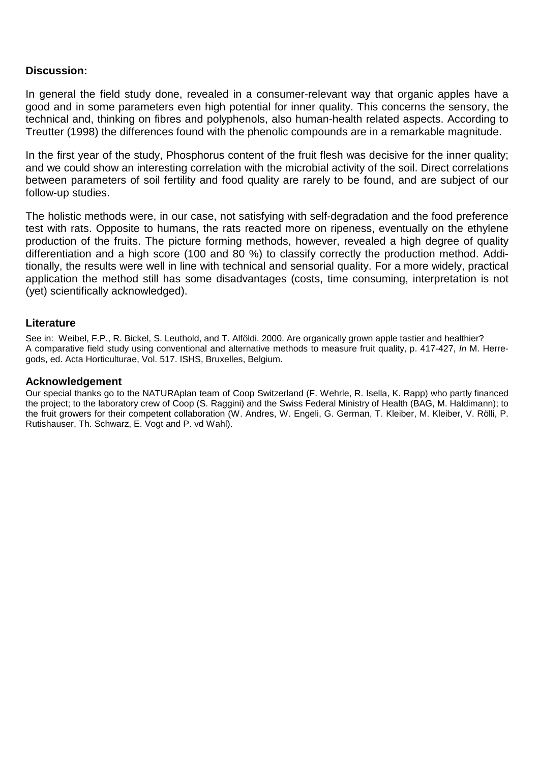## Discussion:

In general the field study done, revealed in a consumer-relevant way that organic apples have a good and in some parameters even high potential for inner quality. This concerns the sensory, the technical and, thinking on fibres and polyphenols, also human-health related aspects. According to Treutter (1998) the differences found with the phenolic compounds are in a remarkable magnitude.

In the first year of the study, Phosphorus content of the fruit flesh was decisive for the inner quality; and we could show an interesting correlation with the microbial activity of the soil. Direct correlations between parameters of soil fertility and food quality are rarely to be found, and are subject of our follow-up studies.

The holistic methods were, in our case, not satisfying with self-degradation and the food preference test with rats. Opposite to humans, the rats reacted more on ripeness, eventually on the ethylene production of the fruits. The picture forming methods, however, revealed a high degree of quality differentiation and a high score (100 and 80 %) to classify correctly the production method. Additionally, the results were well in line with technical and sensorial quality. For a more widely, practical application the method still has some disadvantages (costs, time consuming, interpretation is not (yet) scientifically acknowledged).

## Literature

See in: Weibel, F.P., R. Bickel, S. Leuthold, and T. Alföldi. 2000. Are organically grown apple tastier and healthier? A comparative field study using conventional and alternative methods to measure fruit quality, p. 417-427, *In* M. Herregods, ed. Acta Horticulturae, Vol. 517. ISHS, Bruxelles, Belgium.

## Acknowledgement

Our special thanks go to the NATURAplan team of Coop Switzerland (F. Wehrle, R. Isella, K. Rapp) who partly financed the project; to the laboratory crew of Coop (S. Raggini) and the Swiss Federal Ministry of Health (BAG, M. Haldimann); to the fruit growers for their competent collaboration (W. Andres, W. Engeli, G. German, T. Kleiber, M. Kleiber, V. Rölli, P. Rutishauser, Th. Schwarz, E. Vogt and P. vd Wahl).